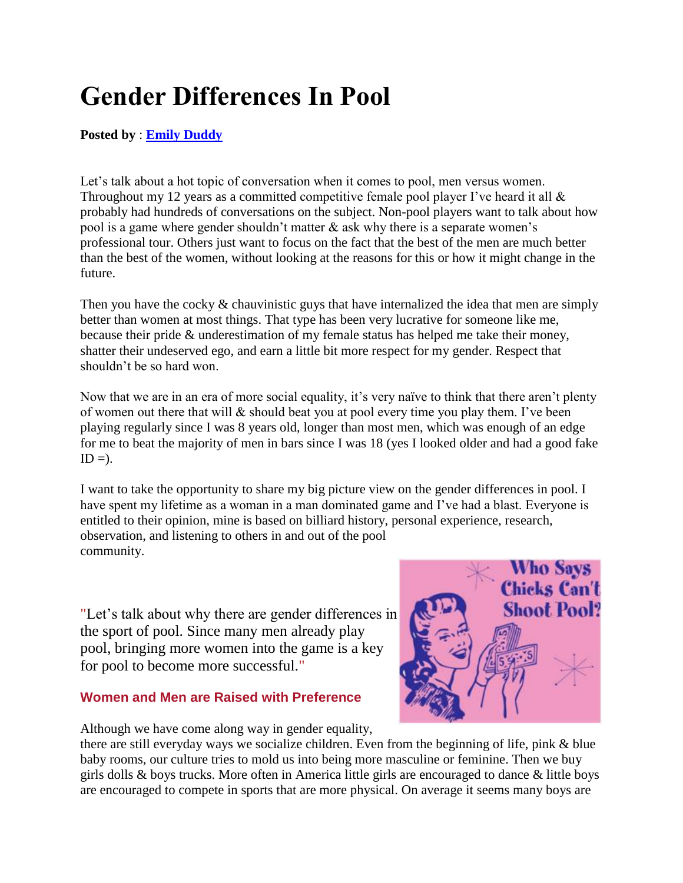# Gender Differences In Pool

**Posted by** : **Emily Duddy**

Let's talk about a hot topic of conversation when it comes to pool, men versus women. Throughout my 12 years as a committed competitive female pool player I've heard it all & probably had hundreds of conversations on the subject. Non-pool players want to talk about how pool is a game where gender shouldn't matter & ask why there is a separate women's professional tour. Others just want to focus on the fact that the best of the men are much better than the best of the women, without looking at the reasons for this or how it might change in the future.

Then you have the cocky & chauvinistic guys that have internalized the idea that men are simply better than women at most things. That type has been very lucrative for someone like me, because their pride & underestimation of my female status has helped me take their money, shatter their undeserved ego, and earn a little bit more respect for my gender. Respect that shouldn't be so hard won.

Now that we are in an era of more social equality, it's very naïve to think that there aren't plenty of women out there that will & should beat you at pool every time you play them. I've been playing regularly since I was 8 years old, longer than most men, which was enough of an edge for me to beat the majority of men in bars since I was 18 (yes I looked older and had a good fake ID =).

I want to take the opportunity to share my big picture view on the gender differences in pool. I have spent my lifetime as a woman in a man dominated game and I've had a blast. Everyone is entitled to their opinion, mine is based on billiard history, personal experience, research, observation, and listening to others in and out of the pool community.

"Let's talk about why there are gender differences in the sport of pool. Since many men already play pool, bringing more women into the game is a key for pool to become more successful."

### Women and Men are Raised with Preference

Although we have come along way in gender equality, there are still everyday ways we socialize children. Even from the beginning of life, pink & blue baby rooms, our culture tries to mold us into being more masculine or feminine. Then we buy girls dolls & boys trucks. More often in America little girls are encouraged to dance & little boys are encouraged to compete in sports that are more physical. On average it seems many boys are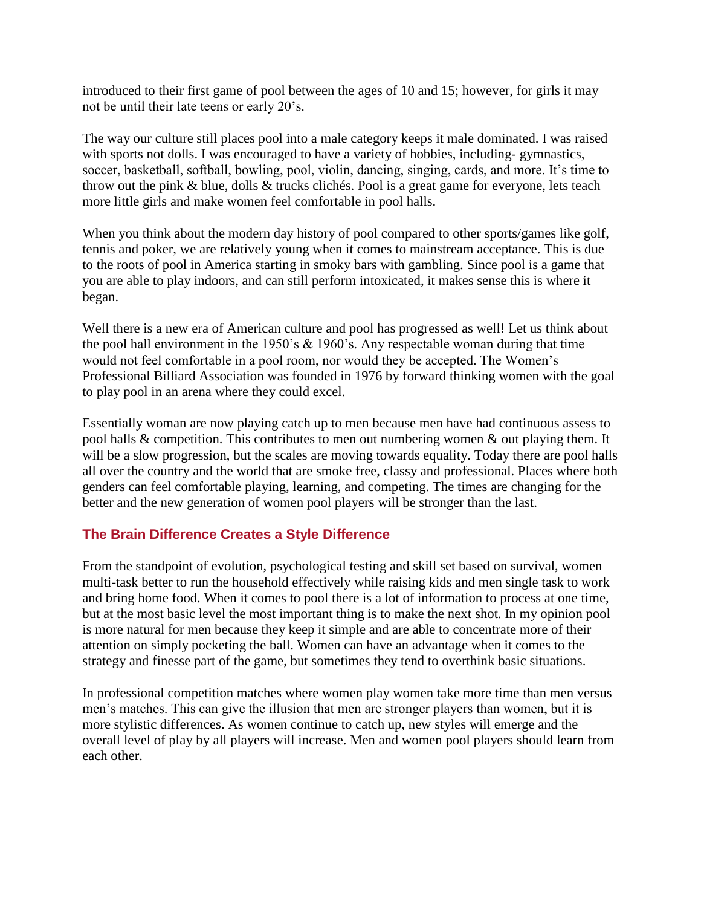introduced to their first game of pool between the ages of 10 and 15; however, for girls it may not be until their late teens or early 20's.

The way our culture still places pool into a male category keeps it male dominated. I was raised with sports not dolls. I was encouraged to have a variety of hobbies, including- gymnastics, soccer, basketball, softball, bowling, pool, violin, dancing, singing, cards, and more. It's time to throw out the pink & blue, dolls & trucks clichés. Pool is a great game for everyone, lets teach more little girls and make women feel comfortable in pool halls.

When you think about the modern day history of pool compared to other sports/games like golf, tennis and poker, we are relatively young when it comes to mainstream acceptance. This is due to the roots of pool in America starting in smoky bars with gambling. Since pool is a game that you are able to play indoors, and can still perform intoxicated, it makes sense this is where it began.

Well there is a new era of American culture and pool has progressed as well! Let us think about the pool hall environment in the 1950's & 1960's. Any respectable woman during that time would not feel comfortable in a pool room, nor would they be accepted. The Women's Professional Billiard Association was founded in 1976 by forward thinking women with the goal to play pool in an arena where they could excel.

Essentially woman are now playing catch up to men because men have had continuous assess to pool halls & competition. This contributes to men out numbering women & out playing them. It will be a slow progression, but the scales are moving towards equality. Today there are pool halls all over the country and the world that are smoke free, classy and professional. Places where both genders can feel comfortable playing, learning, and competing. The times are changing for the better and the new generation of women pool players will be stronger than the last.

### The Brain Difference Creates a Style Difference

From the standpoint of evolution, psychological testing and skill set based on survival, women multi-task better to run the household effectively while raising kids and men single task to work and bring home food. When it comes to pool there is a lot of information to process at one time, but at the most basic level the most important thing is to make the next shot. In my opinion pool is more natural for men because they keep it simple and are able to concentrate more of their attention on simply pocketing the ball. Women can have an advantage when it comes to the strategy and finesse part of the game, but sometimes they tend to overthink basic situations.

In professional competition matches where women play women take more time than men versus men's matches. This can give the illusion that men are stronger players than women, but it is more stylistic differences. As women continue to catch up, new styles will emerge and the overall level of play by all players will increase. Men and women pool players should learn from each other.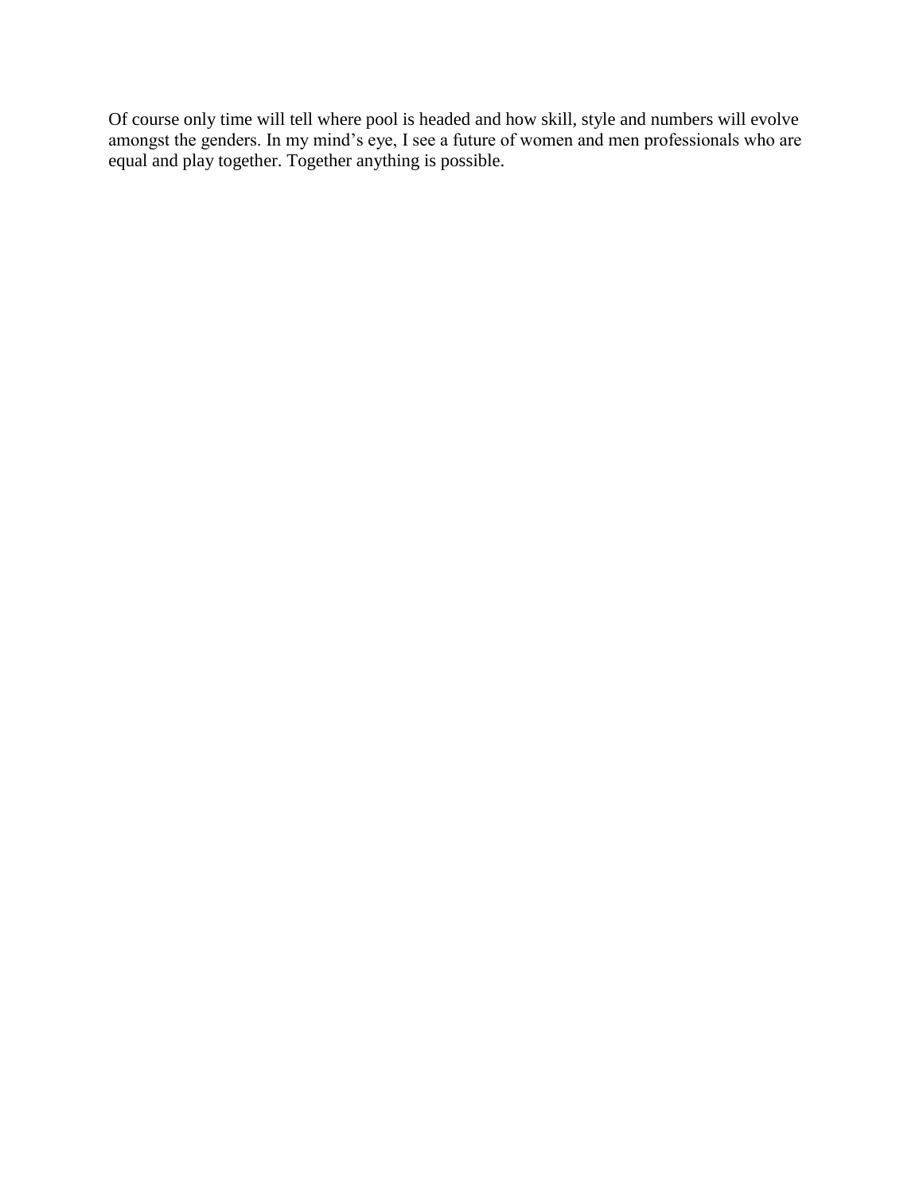Of course only time will tell where pool is headed and how skill, style and numbers will evolve amongst the genders. In my mind’s eye, I see a future of women and men professionals who are equal and play together. Together anything is possible.